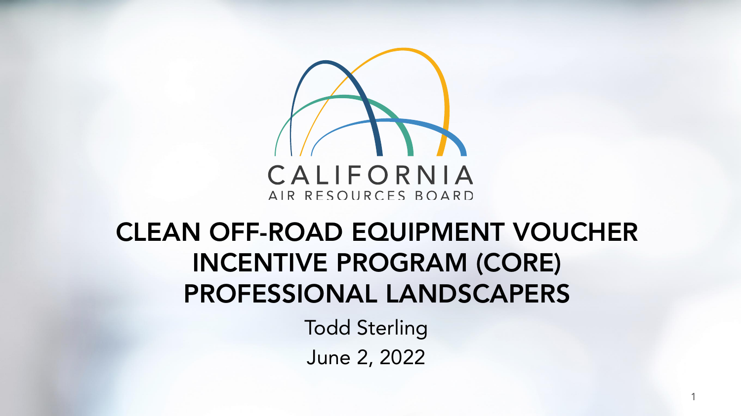CALIFORNIA
AIR RESOURCES BOARD

# CLEAN OFF-ROAD EQUIPMENT VOUCHER INCENTIVE PROGRAM (CORE) PROFESSIONAL LANDSCAPERS

Todd Sterling

June 2, 2022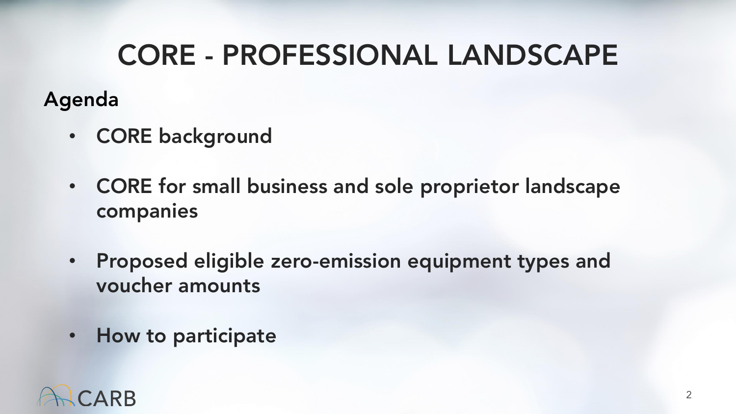# CORE - PROFESSIONAL LANDSCAPE

## Agenda

- CORE background
- CORE for small business and sole proprietor landscape companies
- Proposed eligible zero-emission equipment types and voucher amounts
- How to participate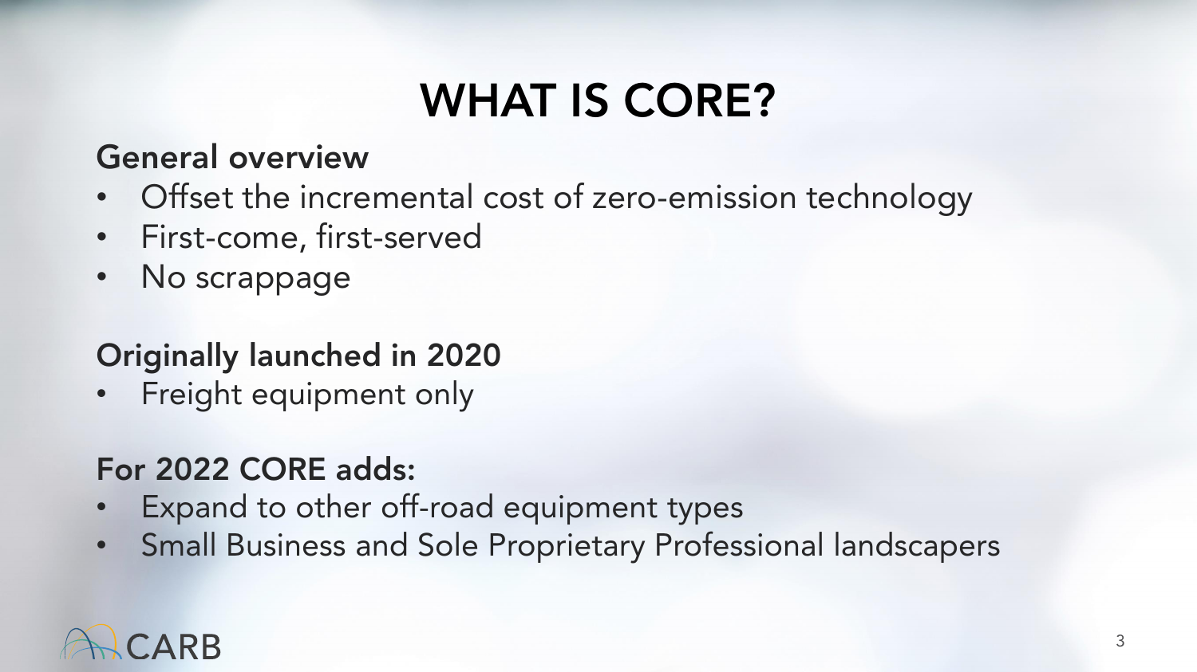# WHAT IS CORE?

## General overview

- Offset the incremental cost of zero-emission technology
- First-come, first-served
- No scrappage

## Originally launched in 2020

- Freight equipment only

## For 2022 CORE adds:

- Expand to other off-road equipment types
- Small Business and Sole Proprietary Professional landscapers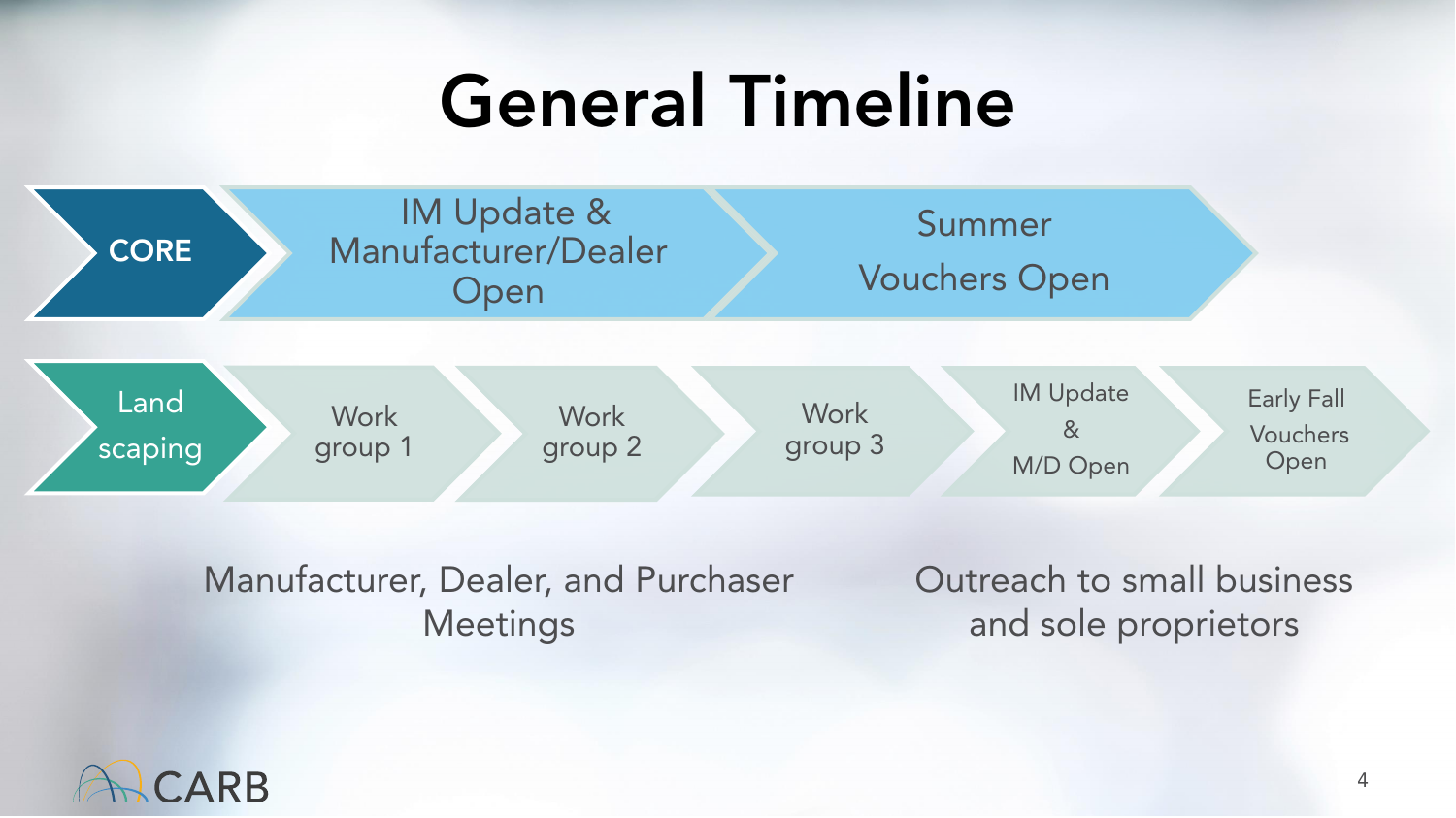# General Timeline

CORE → IM Update & Manufacturer/Dealer Open → Summer Vouchers Open

Land scaping → Work group 1 → Work group 2 → Work group 3 → IM Update & M/D Open → Early Fall Vouchers Open

Manufacturer, Dealer, and Purchaser Meetings

Outreach to small business and sole proprietors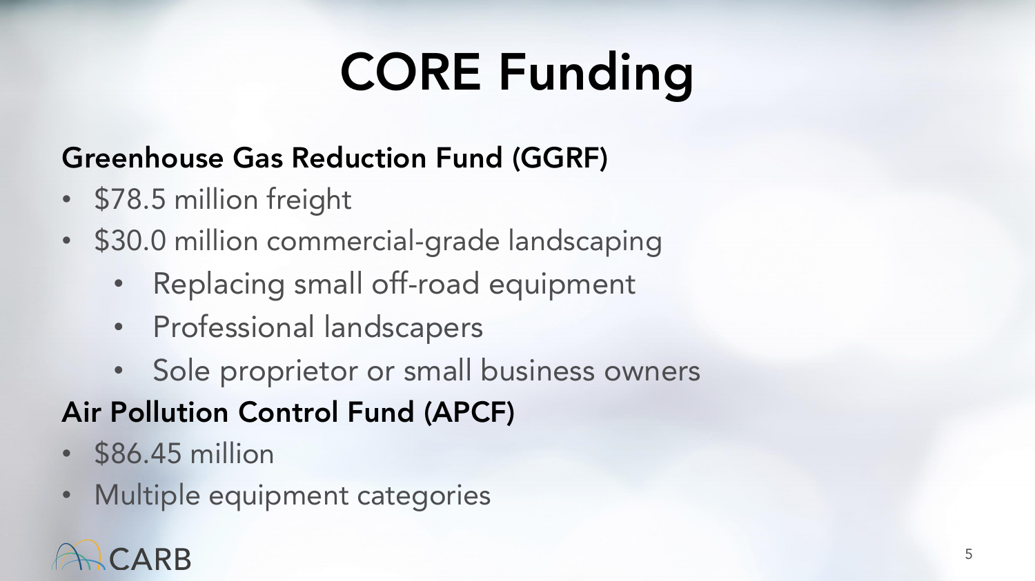# CORE Funding

## Greenhouse Gas Reduction Fund (GGRF)

- $78.5 million freight
- $30.0 million commercial-grade landscaping
    - Replacing small off-road equipment
    - Professional landscapers
    - Sole proprietor or small business owners

## Air Pollution Control Fund (APCF)

- $86.45 million
- Multiple equipment categories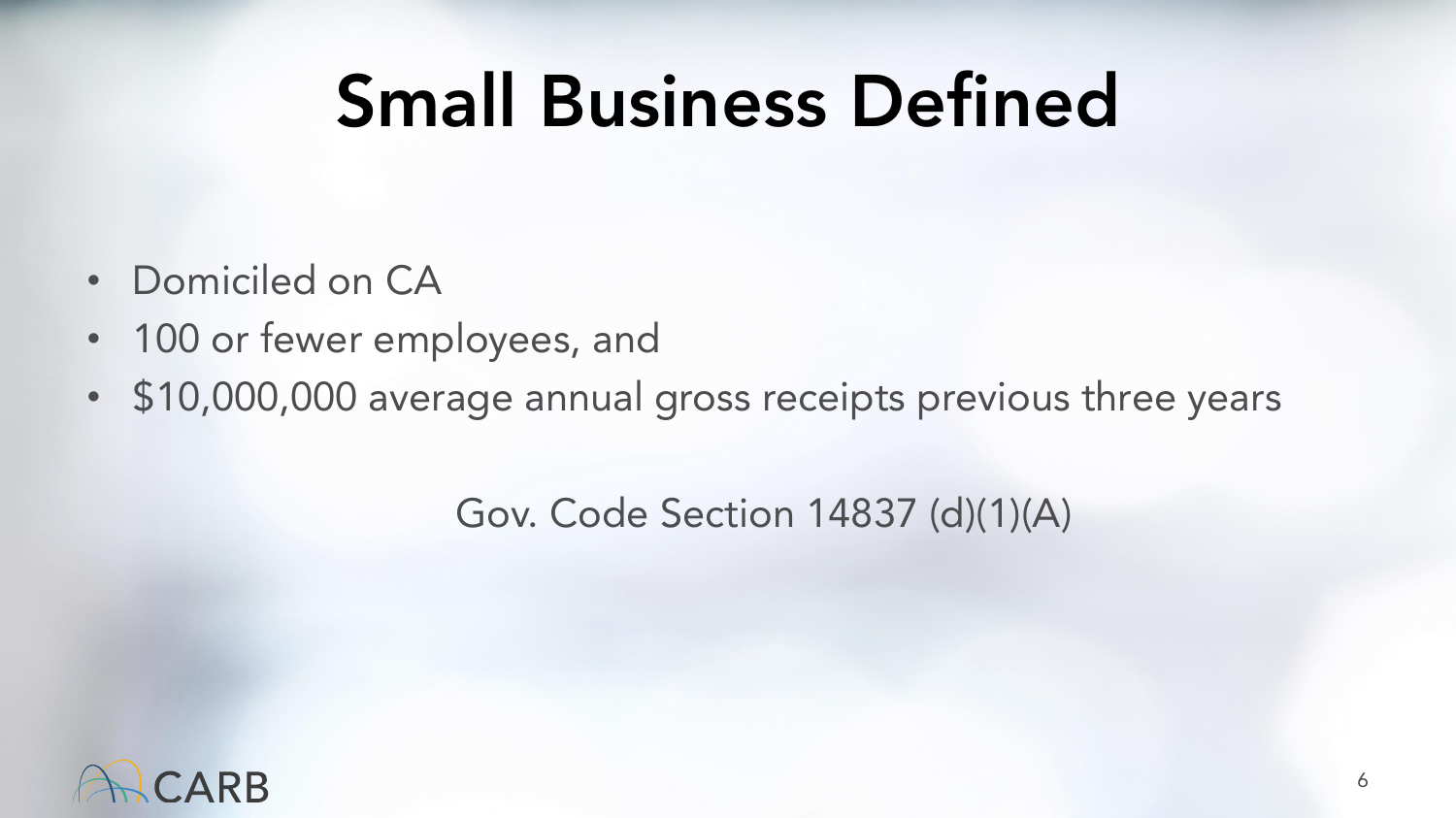# Small Business Defined

- Domiciled on CA
- 100 or fewer employees, and
- $10,000,000 average annual gross receipts previous three years

Gov. Code Section 14837 (d)(1)(A)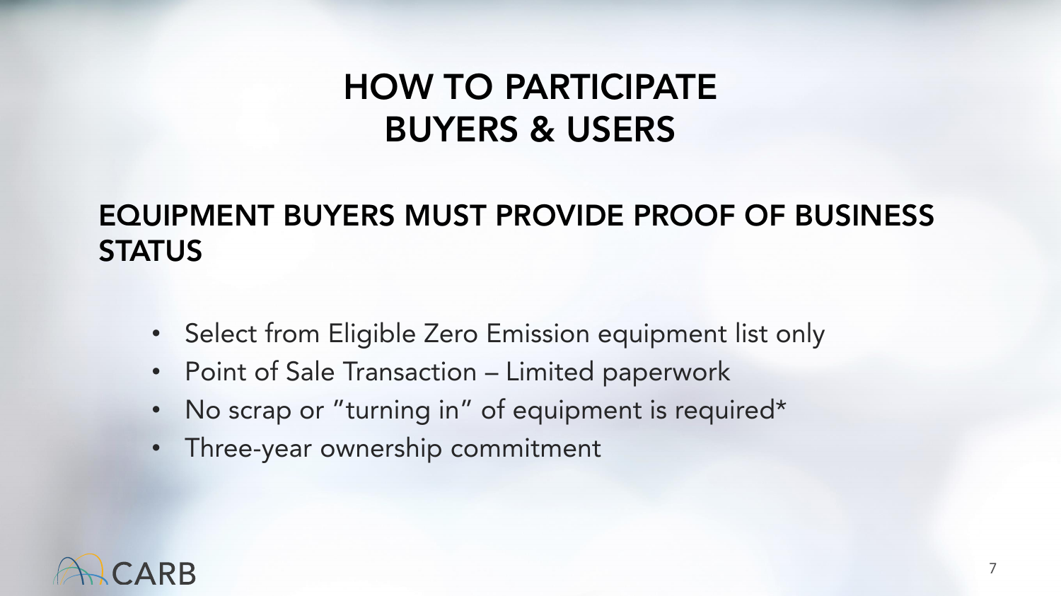# HOW TO PARTICIPATE BUYERS & USERS

## EQUIPMENT BUYERS MUST PROVIDE PROOF OF BUSINESS STATUS

- Select from Eligible Zero Emission equipment list only
- Point of Sale Transaction – Limited paperwork
- No scrap or "turning in" of equipment is required*
- Three-year ownership commitment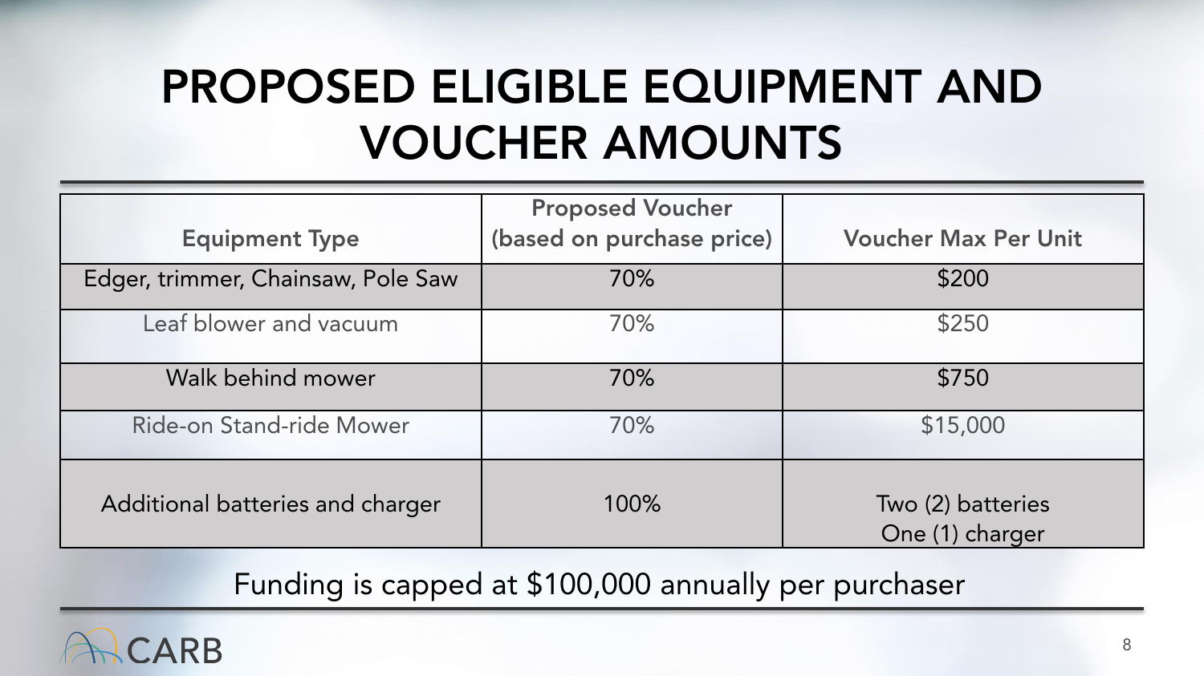# PROPOSED ELIGIBLE EQUIPMENT AND VOUCHER AMOUNTS

| Equipment Type | Proposed Voucher (based on purchase price) | Voucher Max Per Unit |
| --- | --- | --- |
| Edger, trimmer, Chainsaw, Pole Saw | 70% | $200 |
| Leaf blower and vacuum | 70% | $250 |
| Walk behind mower | 70% | $750 |
| Ride-on Stand-ride Mower | 70% | $15,000 |
| Additional batteries and charger | 100% | Two (2) batteries<br>One (1) charger |

Funding is capped at $100,000 annually per purchaser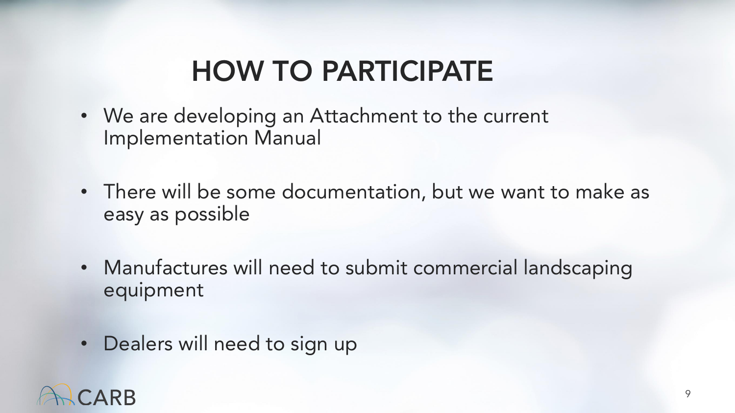# HOW TO PARTICIPATE

- We are developing an Attachment to the current Implementation Manual
- There will be some documentation, but we want to make as easy as possible
- Manufactures will need to submit commercial landscaping equipment
- Dealers will need to sign up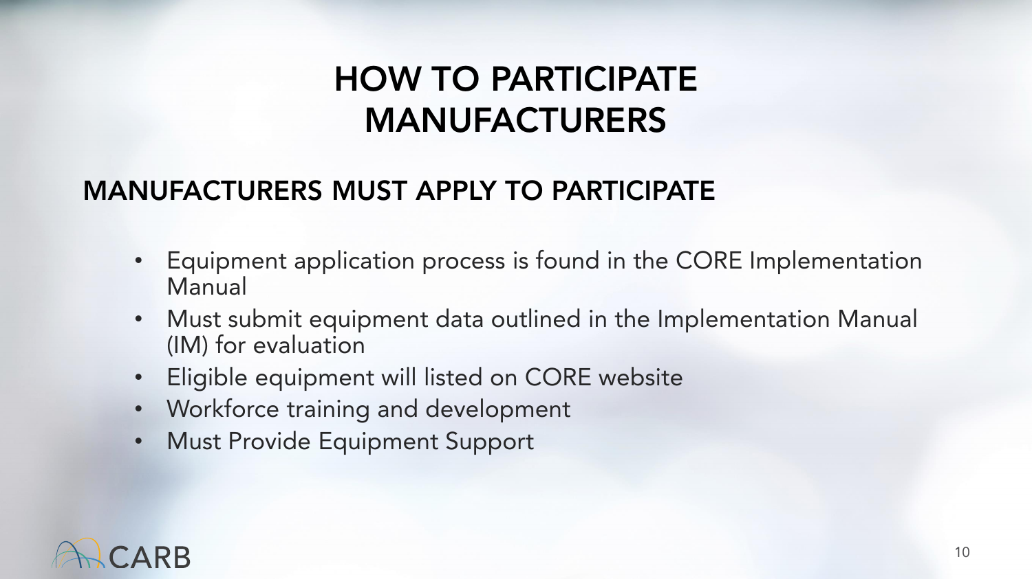# HOW TO PARTICIPATE MANUFACTURERS

## MANUFACTURERS MUST APPLY TO PARTICIPATE

- Equipment application process is found in the CORE Implementation Manual
- Must submit equipment data outlined in the Implementation Manual (IM) for evaluation
- Eligible equipment will listed on CORE website
- Workforce training and development
- Must Provide Equipment Support

CARB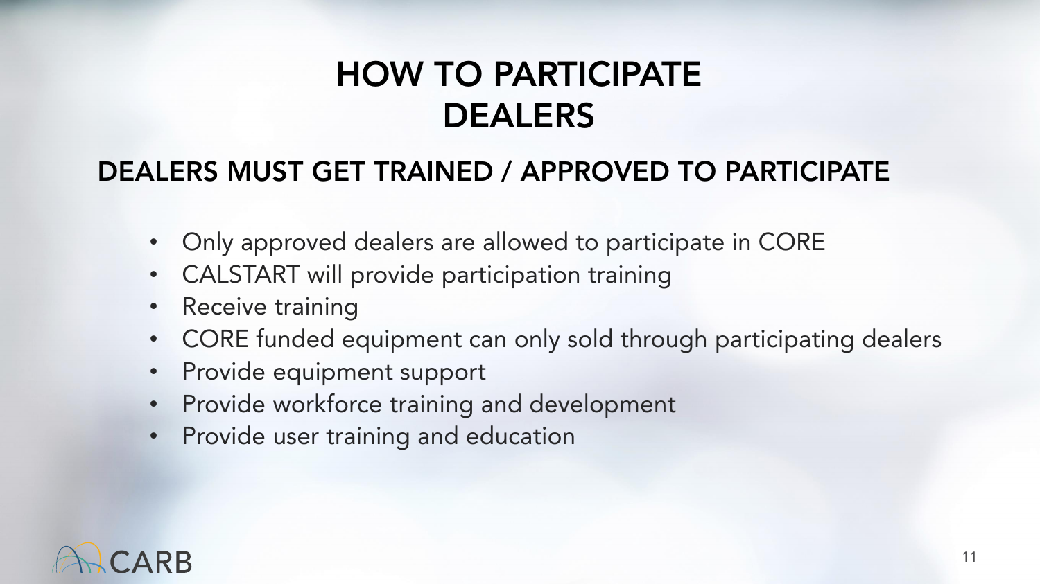# HOW TO PARTICIPATE DEALERS

## DEALERS MUST GET TRAINED / APPROVED TO PARTICIPATE

- Only approved dealers are allowed to participate in CORE
- CALSTART will provide participation training
- Receive training
- CORE funded equipment can only sold through participating dealers
- Provide equipment support
- Provide workforce training and development
- Provide user training and education

CARB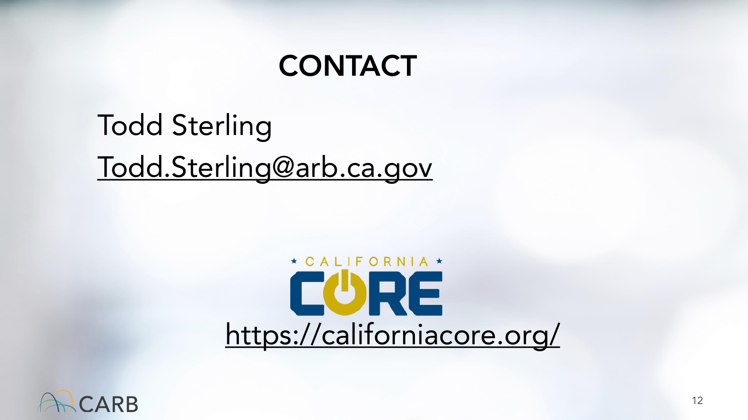# CONTACT

Todd Sterling

Todd.Sterling@arb.ca.gov

★ CALIFORNIA ★

CORE

https://californiacore.org/

CARB